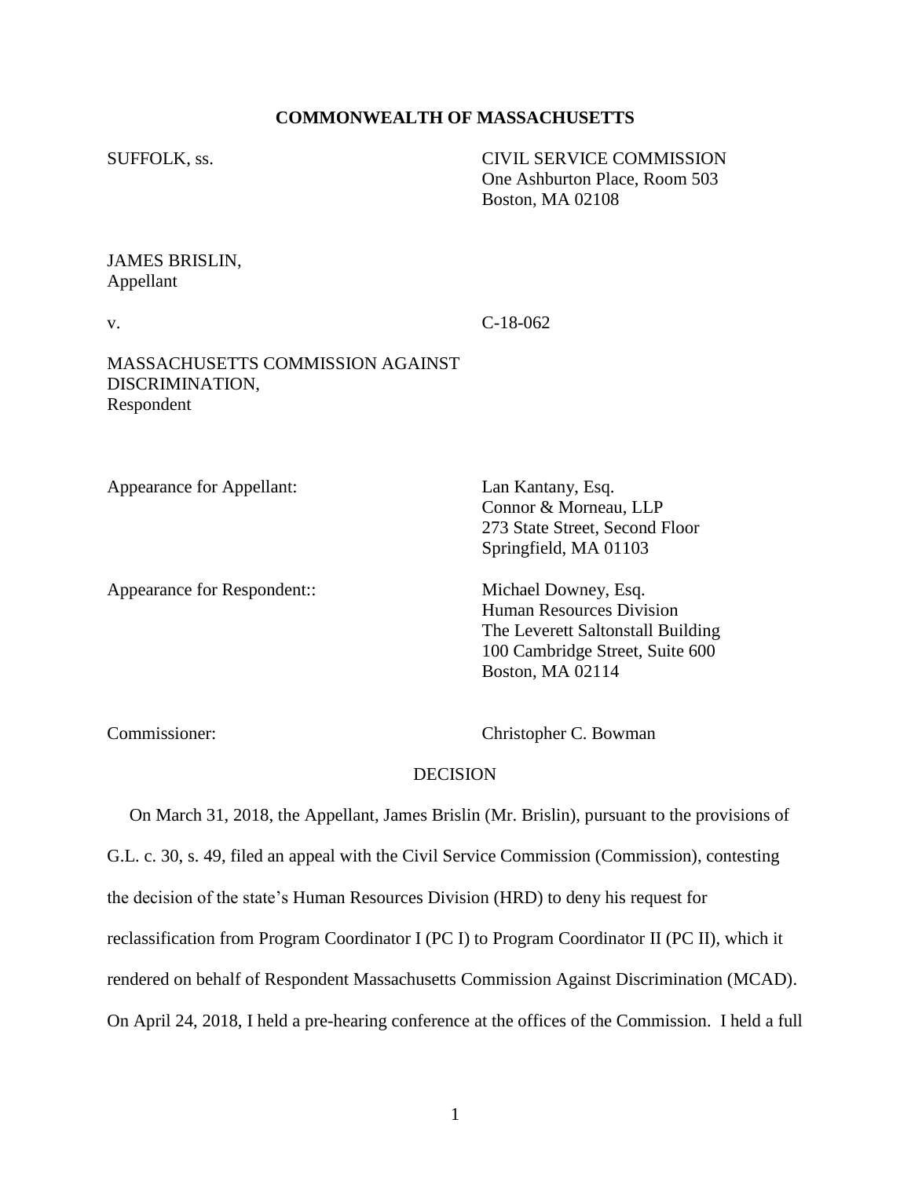**COMMONWEALTH OF MASSACHUSETTS**

SUFFOLK, ss.

CIVIL SERVICE COMMISSION
One Ashburton Place, Room 503
Boston, MA 02108

JAMES BRISLIN,
Appellant

v.

C-18-062

MASSACHUSETTS COMMISSION AGAINST DISCRIMINATION,
Respondent

Appearance for Appellant:

Lan Kantany, Esq.
Connor & Morneau, LLP
273 State Street, Second Floor
Springfield, MA 01103

Appearance for Respondent::

Michael Downey, Esq.
Human Resources Division
The Leverett Saltonstall Building
100 Cambridge Street, Suite 600
Boston, MA 02114

Commissioner:

Christopher C. Bowman

DECISION

On March 31, 2018, the Appellant, James Brislin (Mr. Brislin), pursuant to the provisions of G.L. c. 30, s. 49, filed an appeal with the Civil Service Commission (Commission), contesting the decision of the state's Human Resources Division (HRD) to deny his request for reclassification from Program Coordinator I (PC I) to Program Coordinator II (PC II), which it rendered on behalf of Respondent Massachusetts Commission Against Discrimination (MCAD). On April 24, 2018, I held a pre-hearing conference at the offices of the Commission. I held a full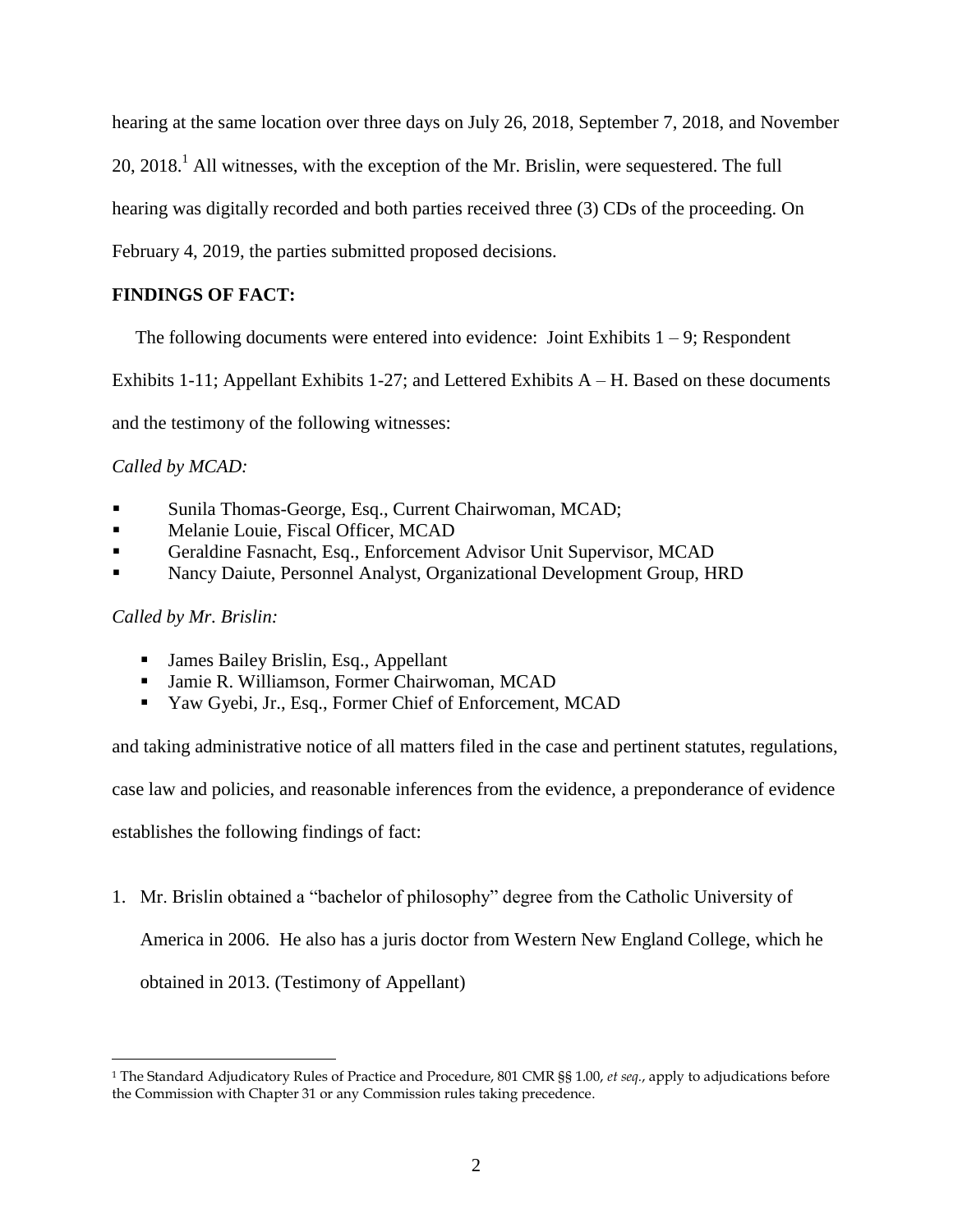hearing at the same location over three days on July 26, 2018, September 7, 2018, and November 20, 2018.[1] All witnesses, with the exception of the Mr. Brislin, were sequestered. The full hearing was digitally recorded and both parties received three (3) CDs of the proceeding. On February 4, 2019, the parties submitted proposed decisions.

**FINDINGS OF FACT:**

The following documents were entered into evidence: Joint Exhibits 1 – 9; Respondent Exhibits 1-11; Appellant Exhibits 1-27; and Lettered Exhibits A – H. Based on these documents and the testimony of the following witnesses:

*Called by MCAD:*

- Sunila Thomas-George, Esq., Current Chairwoman, MCAD;
- Melanie Louie, Fiscal Officer, MCAD
- Geraldine Fasnacht, Esq., Enforcement Advisor Unit Supervisor, MCAD
- Nancy Daiute, Personnel Analyst, Organizational Development Group, HRD

*Called by Mr. Brislin:*

- James Bailey Brislin, Esq., Appellant
- Jamie R. Williamson, Former Chairwoman, MCAD
- Yaw Gyebi, Jr., Esq., Former Chief of Enforcement, MCAD

and taking administrative notice of all matters filed in the case and pertinent statutes, regulations, case law and policies, and reasonable inferences from the evidence, a preponderance of evidence establishes the following findings of fact:

1. Mr. Brislin obtained a "bachelor of philosophy" degree from the Catholic University of America in 2006. He also has a juris doctor from Western New England College, which he obtained in 2013. (Testimony of Appellant)

---

[1] The Standard Adjudicatory Rules of Practice and Procedure, 801 CMR §§ 1.00, *et seq.*, apply to adjudications before the Commission with Chapter 31 or any Commission rules taking precedence.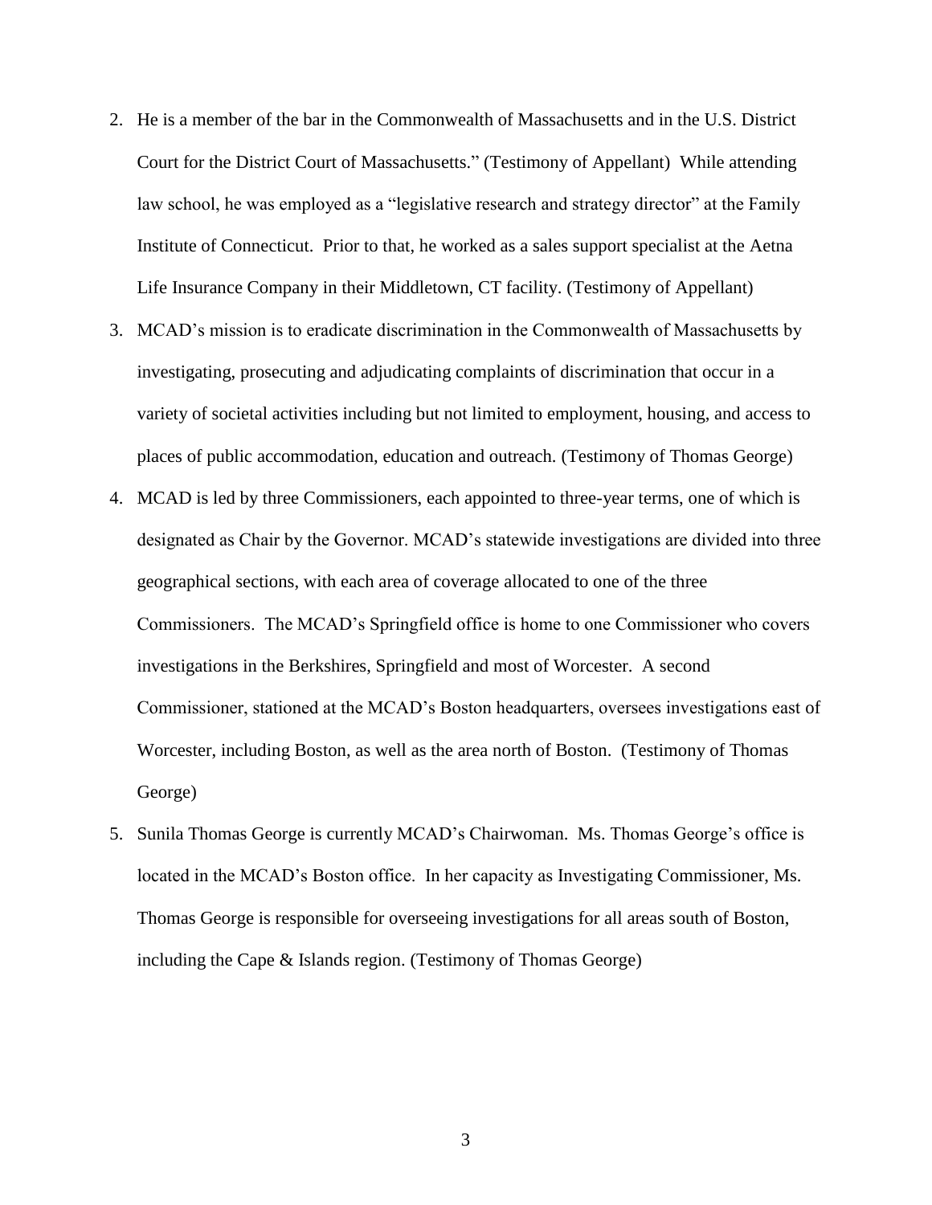2. He is a member of the bar in the Commonwealth of Massachusetts and in the U.S. District Court for the District Court of Massachusetts." (Testimony of Appellant) While attending law school, he was employed as a "legislative research and strategy director" at the Family Institute of Connecticut. Prior to that, he worked as a sales support specialist at the Aetna Life Insurance Company in their Middletown, CT facility. (Testimony of Appellant)
3. MCAD's mission is to eradicate discrimination in the Commonwealth of Massachusetts by investigating, prosecuting and adjudicating complaints of discrimination that occur in a variety of societal activities including but not limited to employment, housing, and access to places of public accommodation, education and outreach. (Testimony of Thomas George)
4. MCAD is led by three Commissioners, each appointed to three-year terms, one of which is designated as Chair by the Governor. MCAD's statewide investigations are divided into three geographical sections, with each area of coverage allocated to one of the three Commissioners. The MCAD's Springfield office is home to one Commissioner who covers investigations in the Berkshires, Springfield and most of Worcester. A second Commissioner, stationed at the MCAD's Boston headquarters, oversees investigations east of Worcester, including Boston, as well as the area north of Boston. (Testimony of Thomas George)
5. Sunila Thomas George is currently MCAD's Chairwoman. Ms. Thomas George's office is located in the MCAD's Boston office. In her capacity as Investigating Commissioner, Ms. Thomas George is responsible for overseeing investigations for all areas south of Boston, including the Cape & Islands region. (Testimony of Thomas George)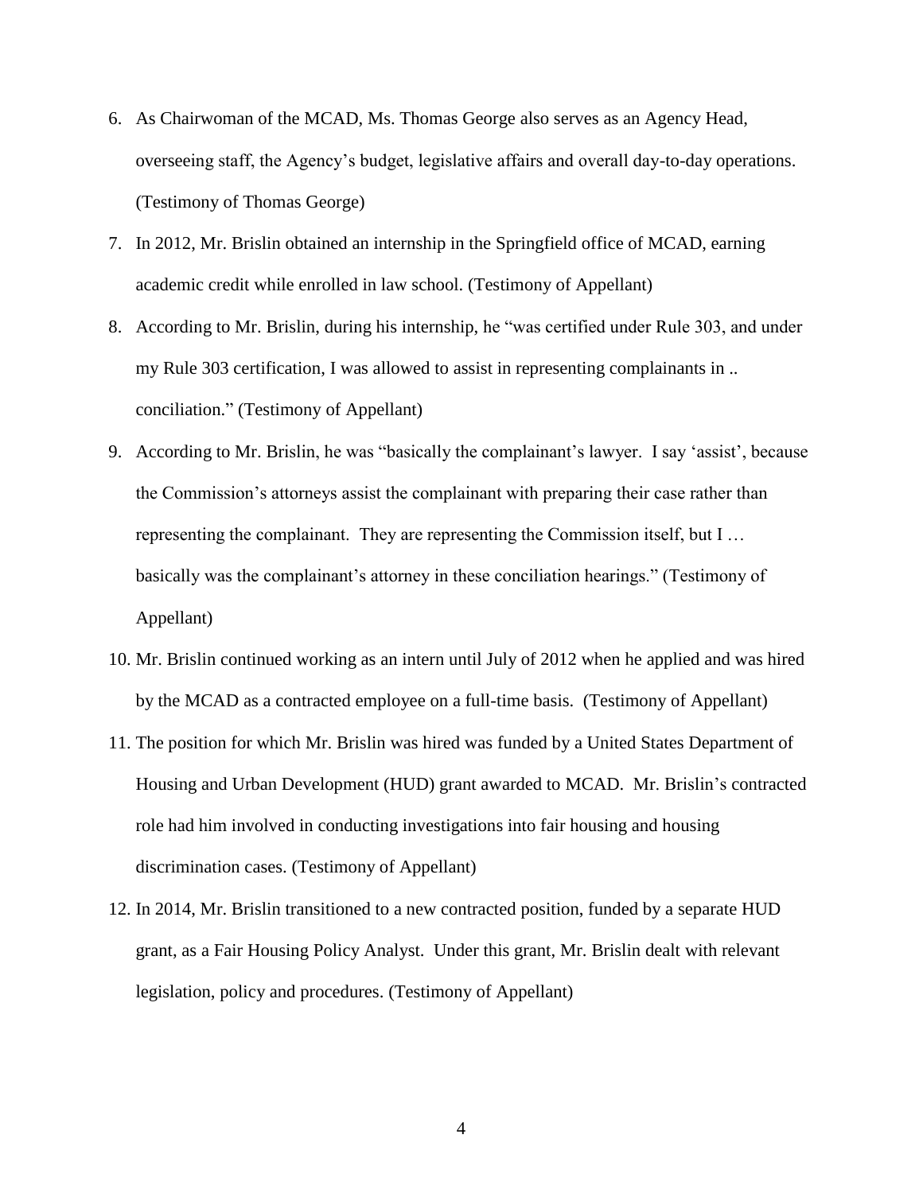6. As Chairwoman of the MCAD, Ms. Thomas George also serves as an Agency Head, overseeing staff, the Agency's budget, legislative affairs and overall day-to-day operations. (Testimony of Thomas George)
7. In 2012, Mr. Brislin obtained an internship in the Springfield office of MCAD, earning academic credit while enrolled in law school. (Testimony of Appellant)
8. According to Mr. Brislin, during his internship, he "was certified under Rule 303, and under my Rule 303 certification, I was allowed to assist in representing complainants in .. conciliation." (Testimony of Appellant)
9. According to Mr. Brislin, he was "basically the complainant's lawyer. I say 'assist', because the Commission's attorneys assist the complainant with preparing their case rather than representing the complainant. They are representing the Commission itself, but I … basically was the complainant's attorney in these conciliation hearings." (Testimony of Appellant)
10. Mr. Brislin continued working as an intern until July of 2012 when he applied and was hired by the MCAD as a contracted employee on a full-time basis. (Testimony of Appellant)
11. The position for which Mr. Brislin was hired was funded by a United States Department of Housing and Urban Development (HUD) grant awarded to MCAD. Mr. Brislin's contracted role had him involved in conducting investigations into fair housing and housing discrimination cases. (Testimony of Appellant)
12. In 2014, Mr. Brislin transitioned to a new contracted position, funded by a separate HUD grant, as a Fair Housing Policy Analyst. Under this grant, Mr. Brislin dealt with relevant legislation, policy and procedures. (Testimony of Appellant)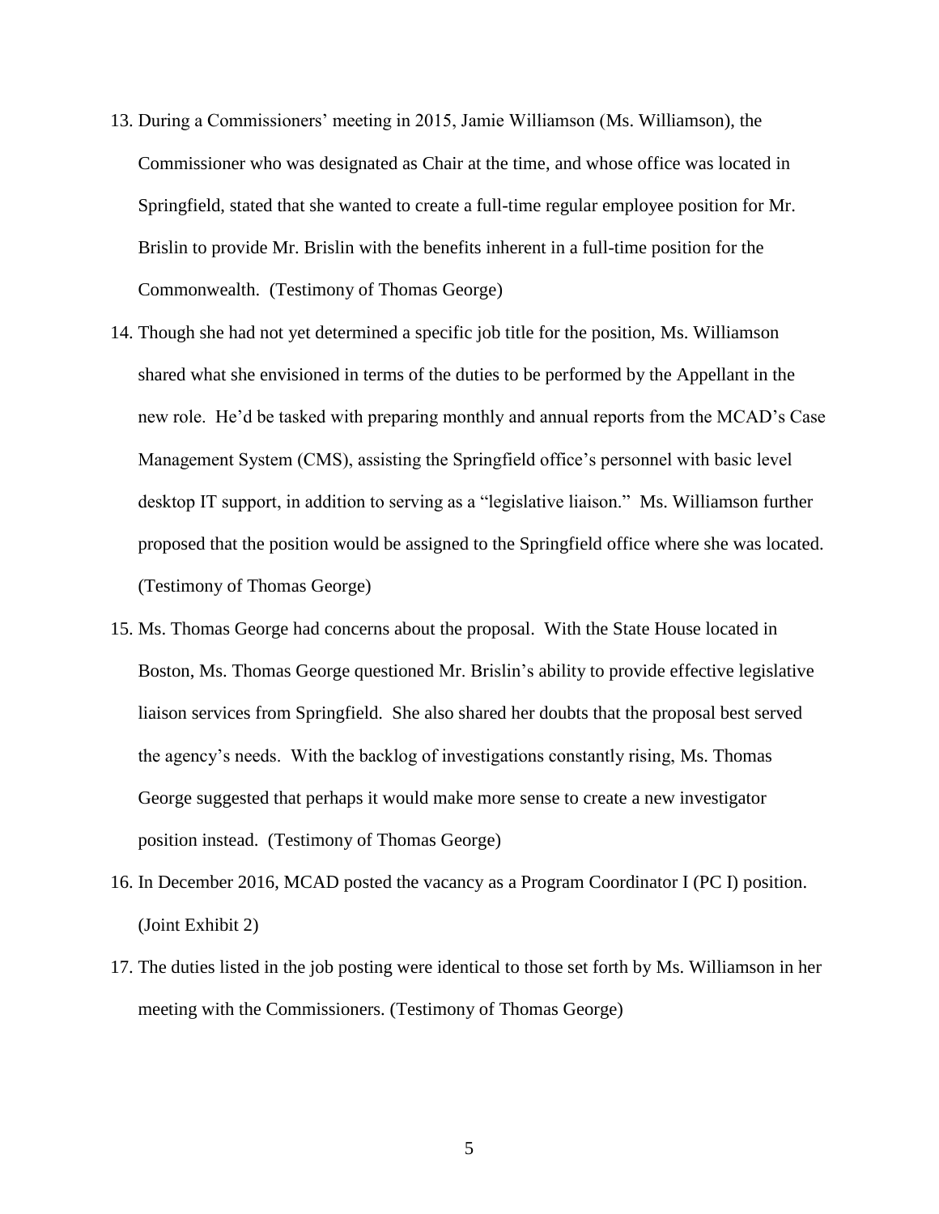13. During a Commissioners' meeting in 2015, Jamie Williamson (Ms. Williamson), the Commissioner who was designated as Chair at the time, and whose office was located in Springfield, stated that she wanted to create a full-time regular employee position for Mr. Brislin to provide Mr. Brislin with the benefits inherent in a full-time position for the Commonwealth. (Testimony of Thomas George)

14. Though she had not yet determined a specific job title for the position, Ms. Williamson shared what she envisioned in terms of the duties to be performed by the Appellant in the new role. He'd be tasked with preparing monthly and annual reports from the MCAD's Case Management System (CMS), assisting the Springfield office's personnel with basic level desktop IT support, in addition to serving as a "legislative liaison." Ms. Williamson further proposed that the position would be assigned to the Springfield office where she was located. (Testimony of Thomas George)

15. Ms. Thomas George had concerns about the proposal. With the State House located in Boston, Ms. Thomas George questioned Mr. Brislin's ability to provide effective legislative liaison services from Springfield. She also shared her doubts that the proposal best served the agency's needs. With the backlog of investigations constantly rising, Ms. Thomas George suggested that perhaps it would make more sense to create a new investigator position instead. (Testimony of Thomas George)

16. In December 2016, MCAD posted the vacancy as a Program Coordinator I (PC I) position. (Joint Exhibit 2)

17. The duties listed in the job posting were identical to those set forth by Ms. Williamson in her meeting with the Commissioners. (Testimony of Thomas George)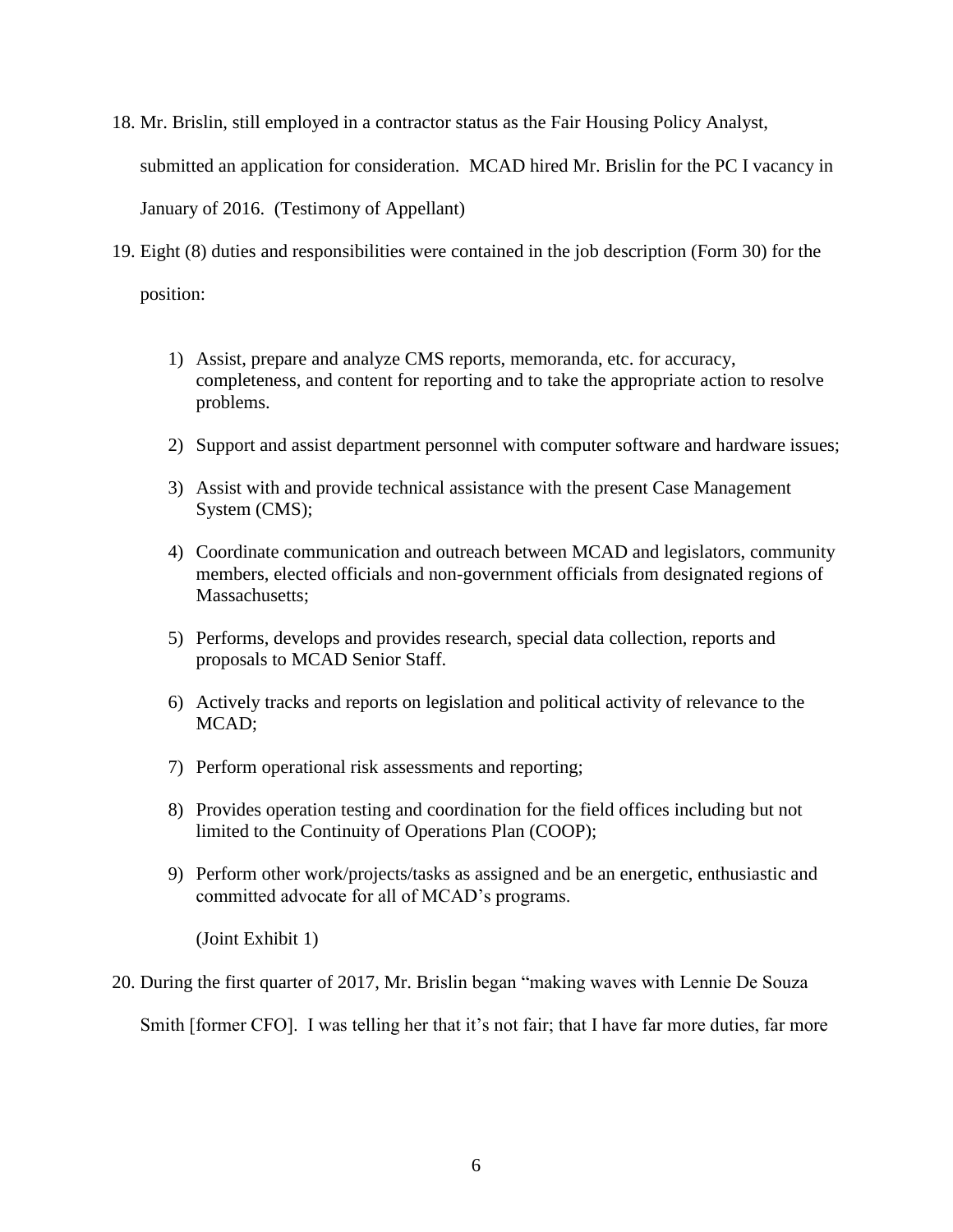18. Mr. Brislin, still employed in a contractor status as the Fair Housing Policy Analyst, submitted an application for consideration. MCAD hired Mr. Brislin for the PC I vacancy in January of 2016. (Testimony of Appellant)

19. Eight (8) duties and responsibilities were contained in the job description (Form 30) for the position:

    1) Assist, prepare and analyze CMS reports, memoranda, etc. for accuracy, completeness, and content for reporting and to take the appropriate action to resolve problems.
    2) Support and assist department personnel with computer software and hardware issues;
    3) Assist with and provide technical assistance with the present Case Management System (CMS);
    4) Coordinate communication and outreach between MCAD and legislators, community members, elected officials and non-government officials from designated regions of Massachusetts;
    5) Performs, develops and provides research, special data collection, reports and proposals to MCAD Senior Staff.
    6) Actively tracks and reports on legislation and political activity of relevance to the MCAD;
    7) Perform operational risk assessments and reporting;
    8) Provides operation testing and coordination for the field offices including but not limited to the Continuity of Operations Plan (COOP);
    9) Perform other work/projects/tasks as assigned and be an energetic, enthusiastic and committed advocate for all of MCAD's programs.

    (Joint Exhibit 1)

20. During the first quarter of 2017, Mr. Brislin began "making waves with Lennie De Souza Smith [former CFO]. I was telling her that it's not fair; that I have far more duties, far more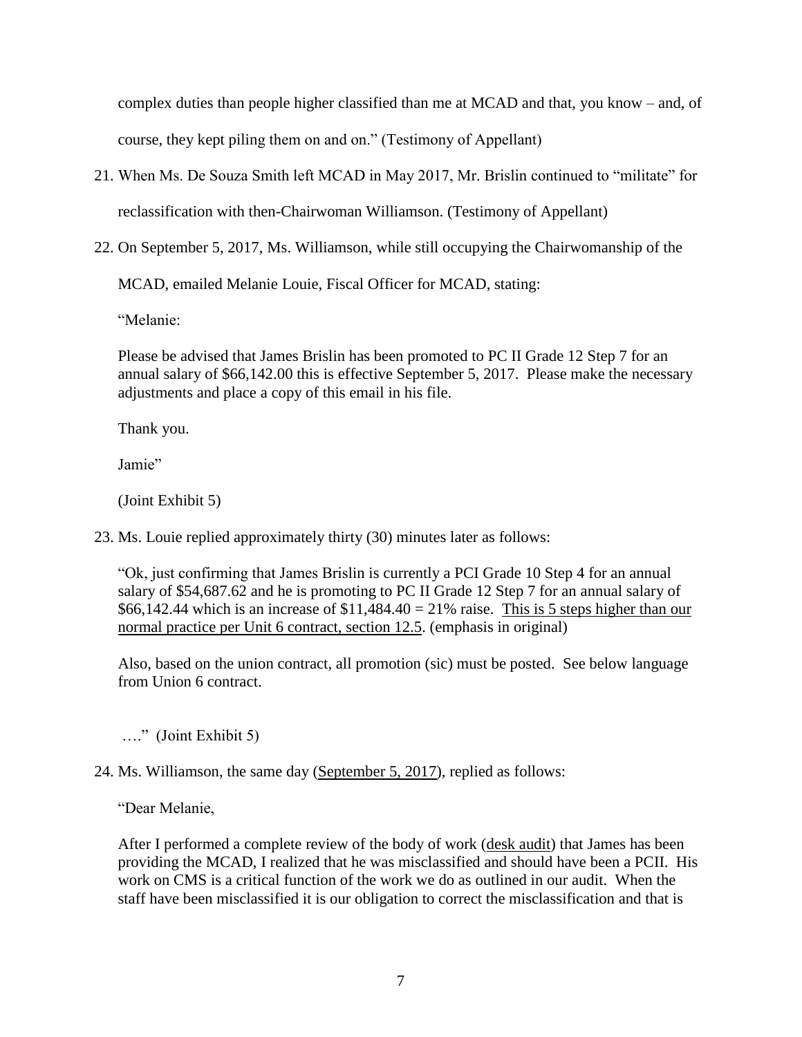complex duties than people higher classified than me at MCAD and that, you know – and, of course, they kept piling them on and on." (Testimony of Appellant)

21. When Ms. De Souza Smith left MCAD in May 2017, Mr. Brislin continued to "militate" for reclassification with then-Chairwoman Williamson. (Testimony of Appellant)

22. On September 5, 2017, Ms. Williamson, while still occupying the Chairwomanship of the MCAD, emailed Melanie Louie, Fiscal Officer for MCAD, stating:

    "Melanie:

    Please be advised that James Brislin has been promoted to PC II Grade 12 Step 7 for an annual salary of $66,142.00 this is effective September 5, 2017. Please make the necessary adjustments and place a copy of this email in his file.

    Thank you.

    Jamie"

    (Joint Exhibit 5)

23. Ms. Louie replied approximately thirty (30) minutes later as follows:

    "Ok, just confirming that James Brislin is currently a PCI Grade 10 Step 4 for an annual salary of $54,687.62 and he is promoting to PC II Grade 12 Step 7 for an annual salary of $66,142.44 which is an increase of $11,484.40 = 21% raise. <u>This is 5 steps higher than our normal practice per Unit 6 contract, section 12.5</u>. (emphasis in original)

    Also, based on the union contract, all promotion (sic) must be posted. See below language from Union 6 contract.

    …." (Joint Exhibit 5)

24. Ms. Williamson, the same day (<u>September 5, 2017</u>), replied as follows:

    "Dear Melanie,

    After I performed a complete review of the body of work (<u>desk audit</u>) that James has been providing the MCAD, I realized that he was misclassified and should have been a PCII. His work on CMS is a critical function of the work we do as outlined in our audit. When the staff have been misclassified it is our obligation to correct the misclassification and that is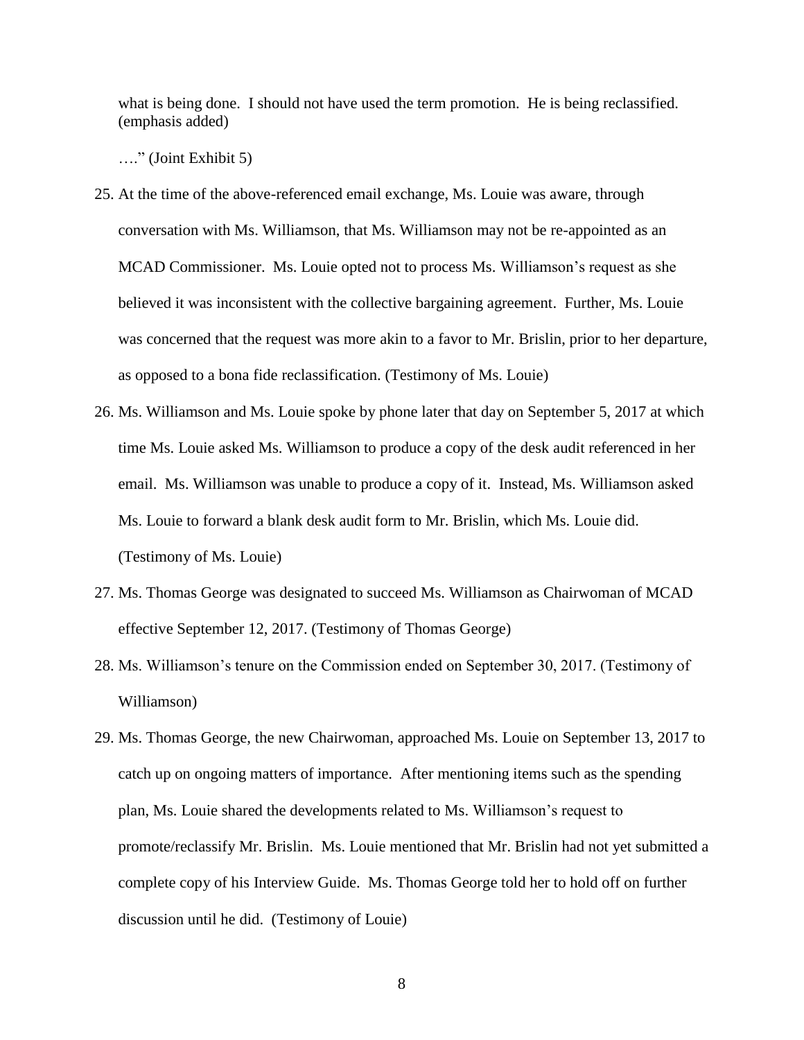what is being done. I should not have used the term promotion. He is being reclassified. (emphasis added)

…." (Joint Exhibit 5)

25. At the time of the above-referenced email exchange, Ms. Louie was aware, through conversation with Ms. Williamson, that Ms. Williamson may not be re-appointed as an MCAD Commissioner. Ms. Louie opted not to process Ms. Williamson's request as she believed it was inconsistent with the collective bargaining agreement. Further, Ms. Louie was concerned that the request was more akin to a favor to Mr. Brislin, prior to her departure, as opposed to a bona fide reclassification. (Testimony of Ms. Louie)

26. Ms. Williamson and Ms. Louie spoke by phone later that day on September 5, 2017 at which time Ms. Louie asked Ms. Williamson to produce a copy of the desk audit referenced in her email. Ms. Williamson was unable to produce a copy of it. Instead, Ms. Williamson asked Ms. Louie to forward a blank desk audit form to Mr. Brislin, which Ms. Louie did. (Testimony of Ms. Louie)

27. Ms. Thomas George was designated to succeed Ms. Williamson as Chairwoman of MCAD effective September 12, 2017. (Testimony of Thomas George)

28. Ms. Williamson's tenure on the Commission ended on September 30, 2017. (Testimony of Williamson)

29. Ms. Thomas George, the new Chairwoman, approached Ms. Louie on September 13, 2017 to catch up on ongoing matters of importance. After mentioning items such as the spending plan, Ms. Louie shared the developments related to Ms. Williamson's request to promote/reclassify Mr. Brislin. Ms. Louie mentioned that Mr. Brislin had not yet submitted a complete copy of his Interview Guide. Ms. Thomas George told her to hold off on further discussion until he did. (Testimony of Louie)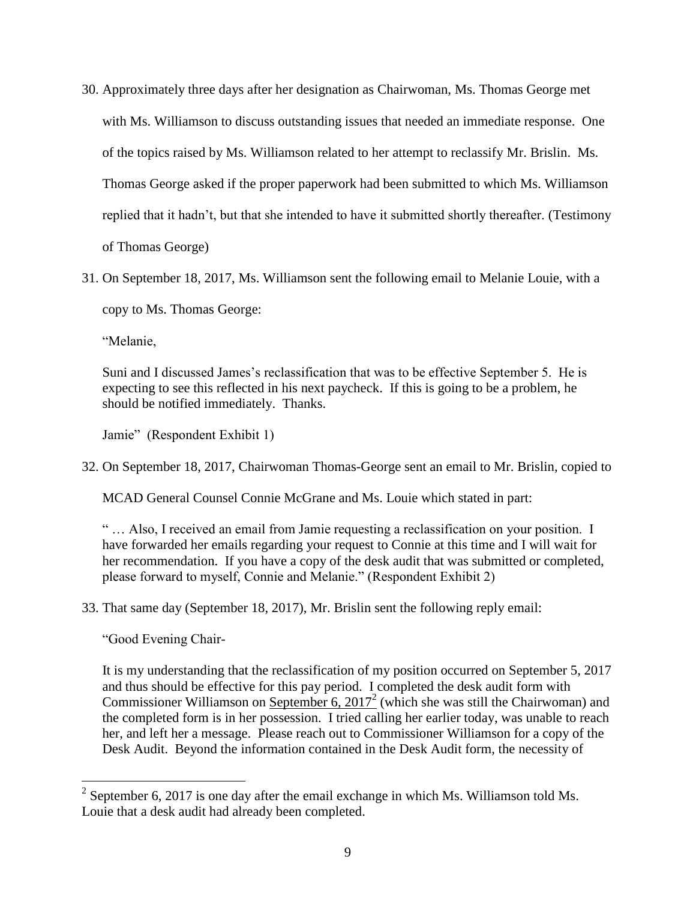30. Approximately three days after her designation as Chairwoman, Ms. Thomas George met with Ms. Williamson to discuss outstanding issues that needed an immediate response. One of the topics raised by Ms. Williamson related to her attempt to reclassify Mr. Brislin. Ms. Thomas George asked if the proper paperwork had been submitted to which Ms. Williamson replied that it hadn't, but that she intended to have it submitted shortly thereafter. (Testimony of Thomas George)

31. On September 18, 2017, Ms. Williamson sent the following email to Melanie Louie, with a copy to Ms. Thomas George:

    "Melanie,

    Suni and I discussed James's reclassification that was to be effective September 5. He is expecting to see this reflected in his next paycheck. If this is going to be a problem, he should be notified immediately. Thanks.

    Jamie" (Respondent Exhibit 1)

32. On September 18, 2017, Chairwoman Thomas-George sent an email to Mr. Brislin, copied to MCAD General Counsel Connie McGrane and Ms. Louie which stated in part:

    " … Also, I received an email from Jamie requesting a reclassification on your position. I have forwarded her emails regarding your request to Connie at this time and I will wait for her recommendation. If you have a copy of the desk audit that was submitted or completed, please forward to myself, Connie and Melanie." (Respondent Exhibit 2)

33. That same day (September 18, 2017), Mr. Brislin sent the following reply email:

    "Good Evening Chair-

    It is my understanding that the reclassification of my position occurred on September 5, 2017 and thus should be effective for this pay period. I completed the desk audit form with Commissioner Williamson on <u>September 6, 2017</u>[2] (which she was still the Chairwoman) and the completed form is in her possession. I tried calling her earlier today, was unable to reach her, and left her a message. Please reach out to Commissioner Williamson for a copy of the Desk Audit. Beyond the information contained in the Desk Audit form, the necessity of

---

[2] September 6, 2017 is one day after the email exchange in which Ms. Williamson told Ms. Louie that a desk audit had already been completed.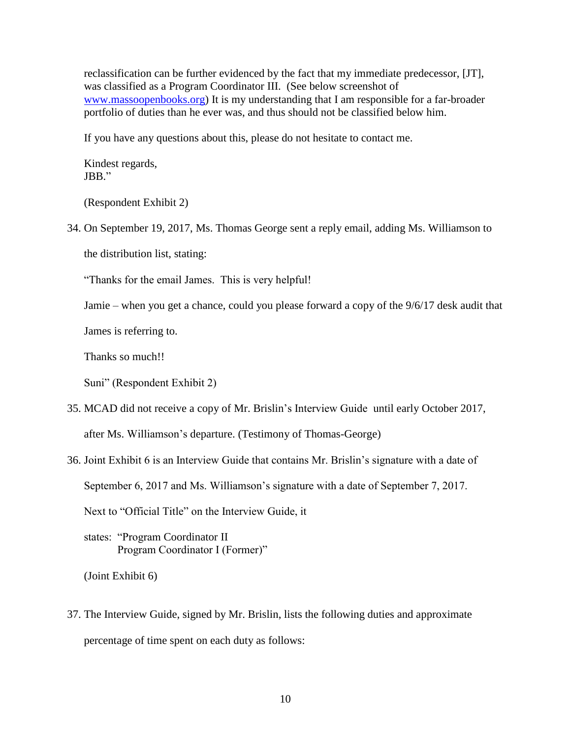reclassification can be further evidenced by the fact that my immediate predecessor, [JT], was classified as a Program Coordinator III. (See below screenshot of www.massoopenbooks.org) It is my understanding that I am responsible for a far-broader portfolio of duties than he ever was, and thus should not be classified below him.

If you have any questions about this, please do not hesitate to contact me.

Kindest regards,
JBB."

(Respondent Exhibit 2)

34. On September 19, 2017, Ms. Thomas George sent a reply email, adding Ms. Williamson to the distribution list, stating:

    "Thanks for the email James. This is very helpful!

    Jamie – when you get a chance, could you please forward a copy of the 9/6/17 desk audit that James is referring to.

    Thanks so much!!

    Suni" (Respondent Exhibit 2)

35. MCAD did not receive a copy of Mr. Brislin's Interview Guide until early October 2017, after Ms. Williamson's departure. (Testimony of Thomas-George)

36. Joint Exhibit 6 is an Interview Guide that contains Mr. Brislin's signature with a date of September 6, 2017 and Ms. Williamson's signature with a date of September 7, 2017. Next to "Official Title" on the Interview Guide, it states: "Program Coordinator II
    Program Coordinator I (Former)"

    (Joint Exhibit 6)

37. The Interview Guide, signed by Mr. Brislin, lists the following duties and approximate percentage of time spent on each duty as follows: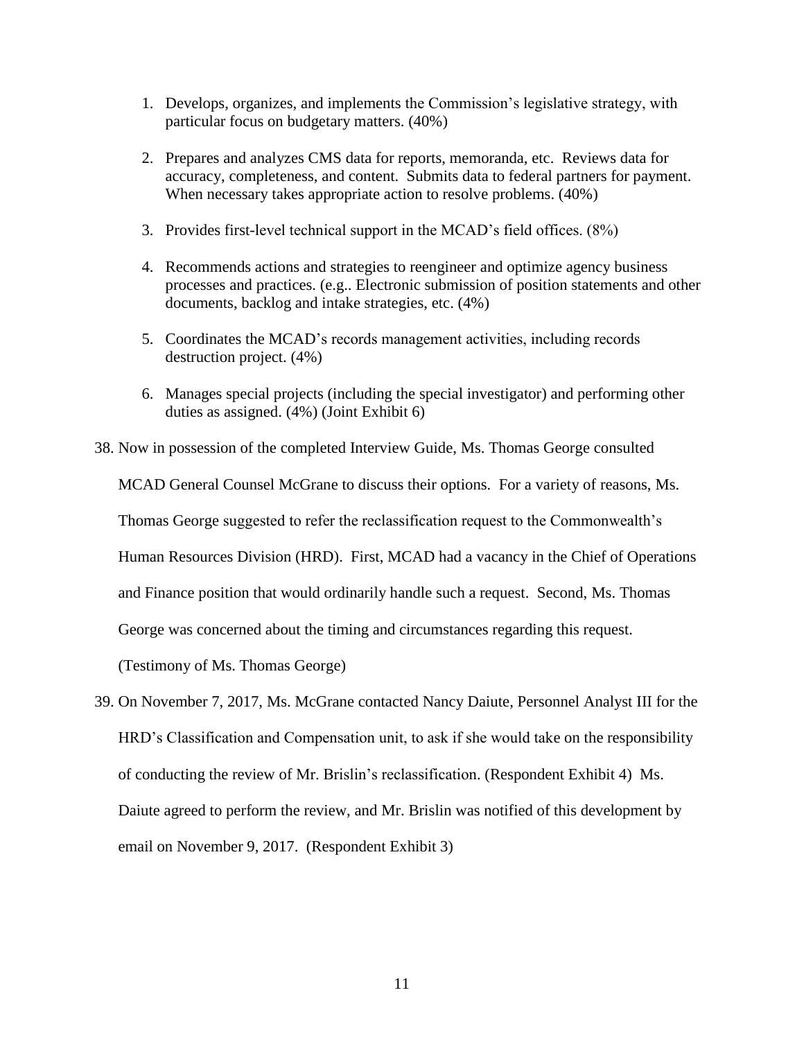1. Develops, organizes, and implements the Commission's legislative strategy, with particular focus on budgetary matters. (40%)

2. Prepares and analyzes CMS data for reports, memoranda, etc. Reviews data for accuracy, completeness, and content. Submits data to federal partners for payment. When necessary takes appropriate action to resolve problems. (40%)

3. Provides first-level technical support in the MCAD's field offices. (8%)

4. Recommends actions and strategies to reengineer and optimize agency business processes and practices. (e.g.. Electronic submission of position statements and other documents, backlog and intake strategies, etc. (4%)

5. Coordinates the MCAD's records management activities, including records destruction project. (4%)

6. Manages special projects (including the special investigator) and performing other duties as assigned. (4%) (Joint Exhibit 6)

38. Now in possession of the completed Interview Guide, Ms. Thomas George consulted MCAD General Counsel McGrane to discuss their options. For a variety of reasons, Ms. Thomas George suggested to refer the reclassification request to the Commonwealth's Human Resources Division (HRD). First, MCAD had a vacancy in the Chief of Operations and Finance position that would ordinarily handle such a request. Second, Ms. Thomas George was concerned about the timing and circumstances regarding this request. (Testimony of Ms. Thomas George)

39. On November 7, 2017, Ms. McGrane contacted Nancy Daiute, Personnel Analyst III for the HRD's Classification and Compensation unit, to ask if she would take on the responsibility of conducting the review of Mr. Brislin's reclassification. (Respondent Exhibit 4) Ms. Daiute agreed to perform the review, and Mr. Brislin was notified of this development by email on November 9, 2017. (Respondent Exhibit 3)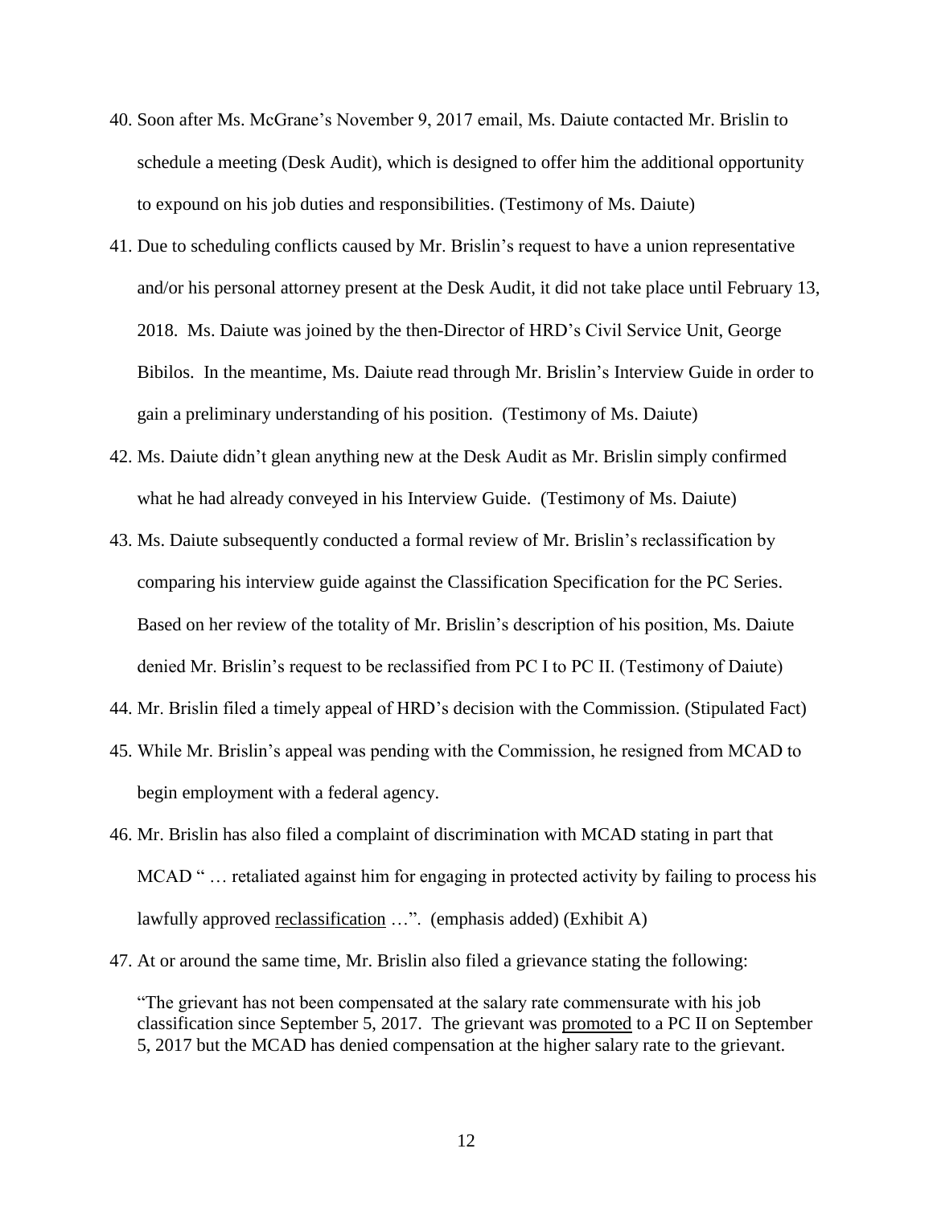40. Soon after Ms. McGrane's November 9, 2017 email, Ms. Daiute contacted Mr. Brislin to schedule a meeting (Desk Audit), which is designed to offer him the additional opportunity to expound on his job duties and responsibilities. (Testimony of Ms. Daiute)

41. Due to scheduling conflicts caused by Mr. Brislin's request to have a union representative and/or his personal attorney present at the Desk Audit, it did not take place until February 13, 2018. Ms. Daiute was joined by the then-Director of HRD's Civil Service Unit, George Bibilos. In the meantime, Ms. Daiute read through Mr. Brislin's Interview Guide in order to gain a preliminary understanding of his position. (Testimony of Ms. Daiute)

42. Ms. Daiute didn't glean anything new at the Desk Audit as Mr. Brislin simply confirmed what he had already conveyed in his Interview Guide. (Testimony of Ms. Daiute)

43. Ms. Daiute subsequently conducted a formal review of Mr. Brislin's reclassification by comparing his interview guide against the Classification Specification for the PC Series. Based on her review of the totality of Mr. Brislin's description of his position, Ms. Daiute denied Mr. Brislin's request to be reclassified from PC I to PC II. (Testimony of Daiute)

44. Mr. Brislin filed a timely appeal of HRD's decision with the Commission. (Stipulated Fact)

45. While Mr. Brislin's appeal was pending with the Commission, he resigned from MCAD to begin employment with a federal agency.

46. Mr. Brislin has also filed a complaint of discrimination with MCAD stating in part that MCAD " … retaliated against him for engaging in protected activity by failing to process his lawfully approved <u>reclassification</u> …". (emphasis added) (Exhibit A)

47. At or around the same time, Mr. Brislin also filed a grievance stating the following:

"The grievant has not been compensated at the salary rate commensurate with his job classification since September 5, 2017. The grievant was <u>promoted</u> to a PC II on September 5, 2017 but the MCAD has denied compensation at the higher salary rate to the grievant.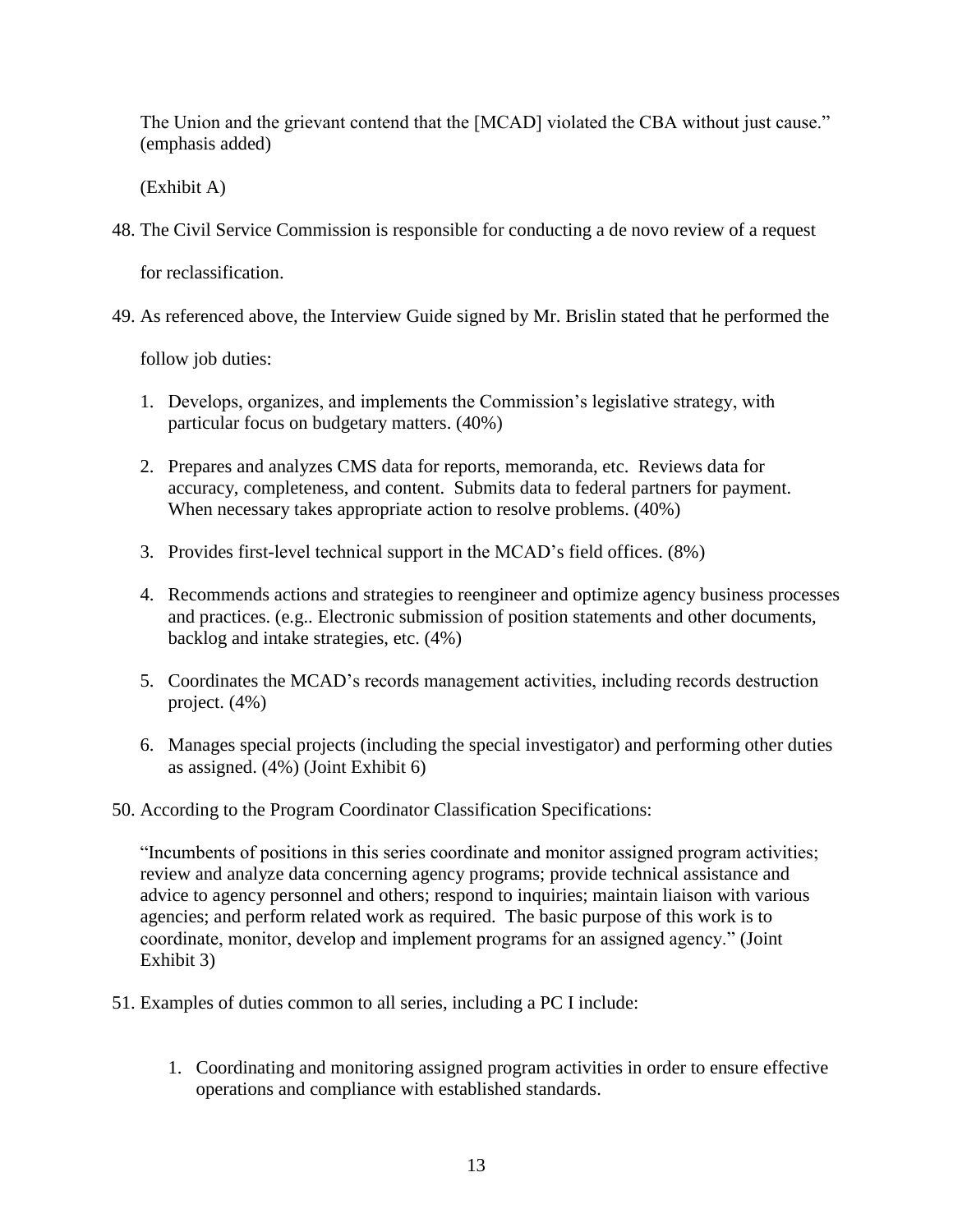The Union and the grievant contend that the [MCAD] violated the CBA without just cause." (emphasis added)

(Exhibit A)

48. The Civil Service Commission is responsible for conducting a de novo review of a request for reclassification.

49. As referenced above, the Interview Guide signed by Mr. Brislin stated that he performed the follow job duties:

    1. Develops, organizes, and implements the Commission's legislative strategy, with particular focus on budgetary matters. (40%)

    2. Prepares and analyzes CMS data for reports, memoranda, etc. Reviews data for accuracy, completeness, and content. Submits data to federal partners for payment. When necessary takes appropriate action to resolve problems. (40%)

    3. Provides first-level technical support in the MCAD's field offices. (8%)

    4. Recommends actions and strategies to reengineer and optimize agency business processes and practices. (e.g.. Electronic submission of position statements and other documents, backlog and intake strategies, etc. (4%)

    5. Coordinates the MCAD's records management activities, including records destruction project. (4%)

    6. Manages special projects (including the special investigator) and performing other duties as assigned. (4%) (Joint Exhibit 6)

50. According to the Program Coordinator Classification Specifications:

    "Incumbents of positions in this series coordinate and monitor assigned program activities; review and analyze data concerning agency programs; provide technical assistance and advice to agency personnel and others; respond to inquiries; maintain liaison with various agencies; and perform related work as required. The basic purpose of this work is to coordinate, monitor, develop and implement programs for an assigned agency." (Joint Exhibit 3)

51. Examples of duties common to all series, including a PC I include:

    1. Coordinating and monitoring assigned program activities in order to ensure effective operations and compliance with established standards.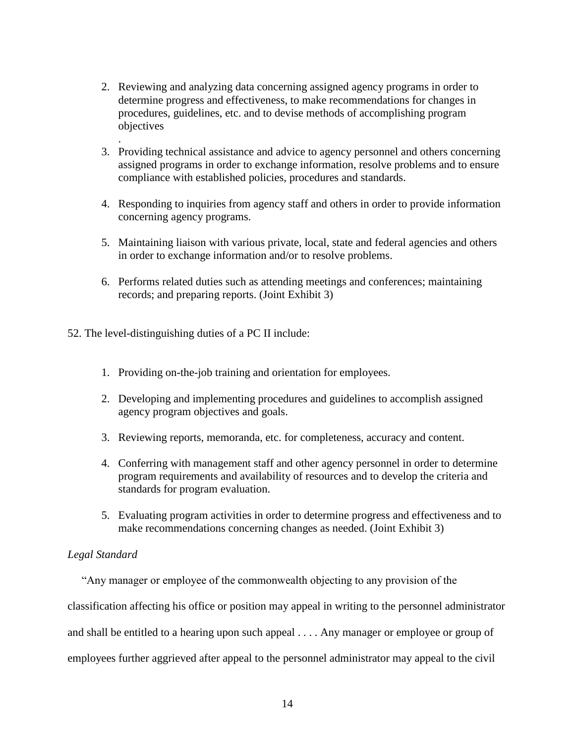2. Reviewing and analyzing data concerning assigned agency programs in order to determine progress and effectiveness, to make recommendations for changes in procedures, guidelines, etc. and to devise methods of accomplishing program objectives
.
3. Providing technical assistance and advice to agency personnel and others concerning assigned programs in order to exchange information, resolve problems and to ensure compliance with established policies, procedures and standards.

4. Responding to inquiries from agency staff and others in order to provide information concerning agency programs.

5. Maintaining liaison with various private, local, state and federal agencies and others in order to exchange information and/or to resolve problems.

6. Performs related duties such as attending meetings and conferences; maintaining records; and preparing reports. (Joint Exhibit 3)

52. The level-distinguishing duties of a PC II include:

1. Providing on-the-job training and orientation for employees.

2. Developing and implementing procedures and guidelines to accomplish assigned agency program objectives and goals.

3. Reviewing reports, memoranda, etc. for completeness, accuracy and content.

4. Conferring with management staff and other agency personnel in order to determine program requirements and availability of resources and to develop the criteria and standards for program evaluation.

5. Evaluating program activities in order to determine progress and effectiveness and to make recommendations concerning changes as needed. (Joint Exhibit 3)

*Legal Standard*

"Any manager or employee of the commonwealth objecting to any provision of the classification affecting his office or position may appeal in writing to the personnel administrator and shall be entitled to a hearing upon such appeal . . . . Any manager or employee or group of employees further aggrieved after appeal to the personnel administrator may appeal to the civil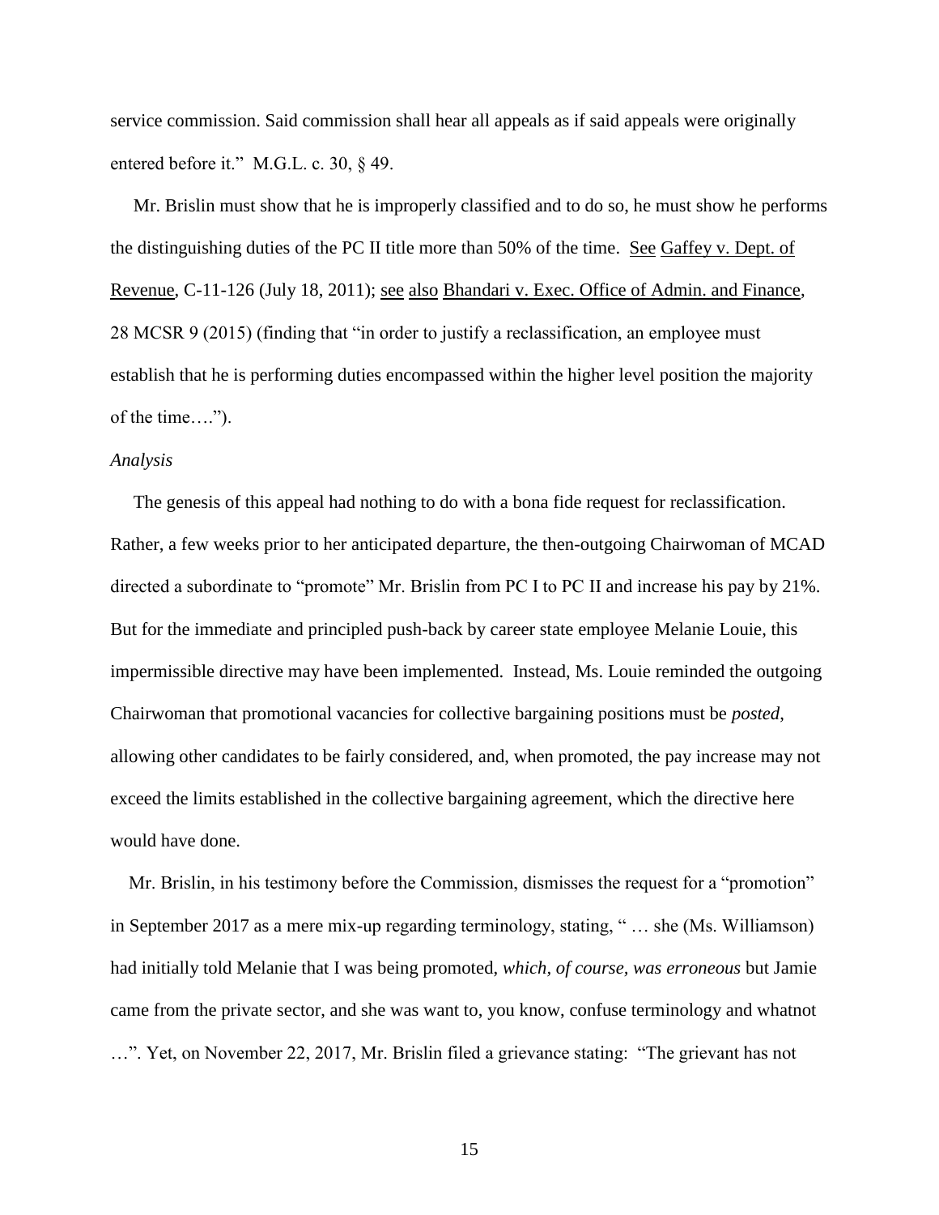service commission. Said commission shall hear all appeals as if said appeals were originally entered before it." M.G.L. c. 30, § 49.

Mr. Brislin must show that he is improperly classified and to do so, he must show he performs the distinguishing duties of the PC II title more than 50% of the time. See Gaffey v. Dept. of Revenue, C-11-126 (July 18, 2011); see also Bhandari v. Exec. Office of Admin. and Finance, 28 MCSR 9 (2015) (finding that "in order to justify a reclassification, an employee must establish that he is performing duties encompassed within the higher level position the majority of the time….").

*Analysis*

The genesis of this appeal had nothing to do with a bona fide request for reclassification. Rather, a few weeks prior to her anticipated departure, the then-outgoing Chairwoman of MCAD directed a subordinate to "promote" Mr. Brislin from PC I to PC II and increase his pay by 21%. But for the immediate and principled push-back by career state employee Melanie Louie, this impermissible directive may have been implemented. Instead, Ms. Louie reminded the outgoing Chairwoman that promotional vacancies for collective bargaining positions must be *posted*, allowing other candidates to be fairly considered, and, when promoted, the pay increase may not exceed the limits established in the collective bargaining agreement, which the directive here would have done.

Mr. Brislin, in his testimony before the Commission, dismisses the request for a "promotion" in September 2017 as a mere mix-up regarding terminology, stating, " … she (Ms. Williamson) had initially told Melanie that I was being promoted, *which, of course, was erroneous* but Jamie came from the private sector, and she was want to, you know, confuse terminology and whatnot …". Yet, on November 22, 2017, Mr. Brislin filed a grievance stating: "The grievant has not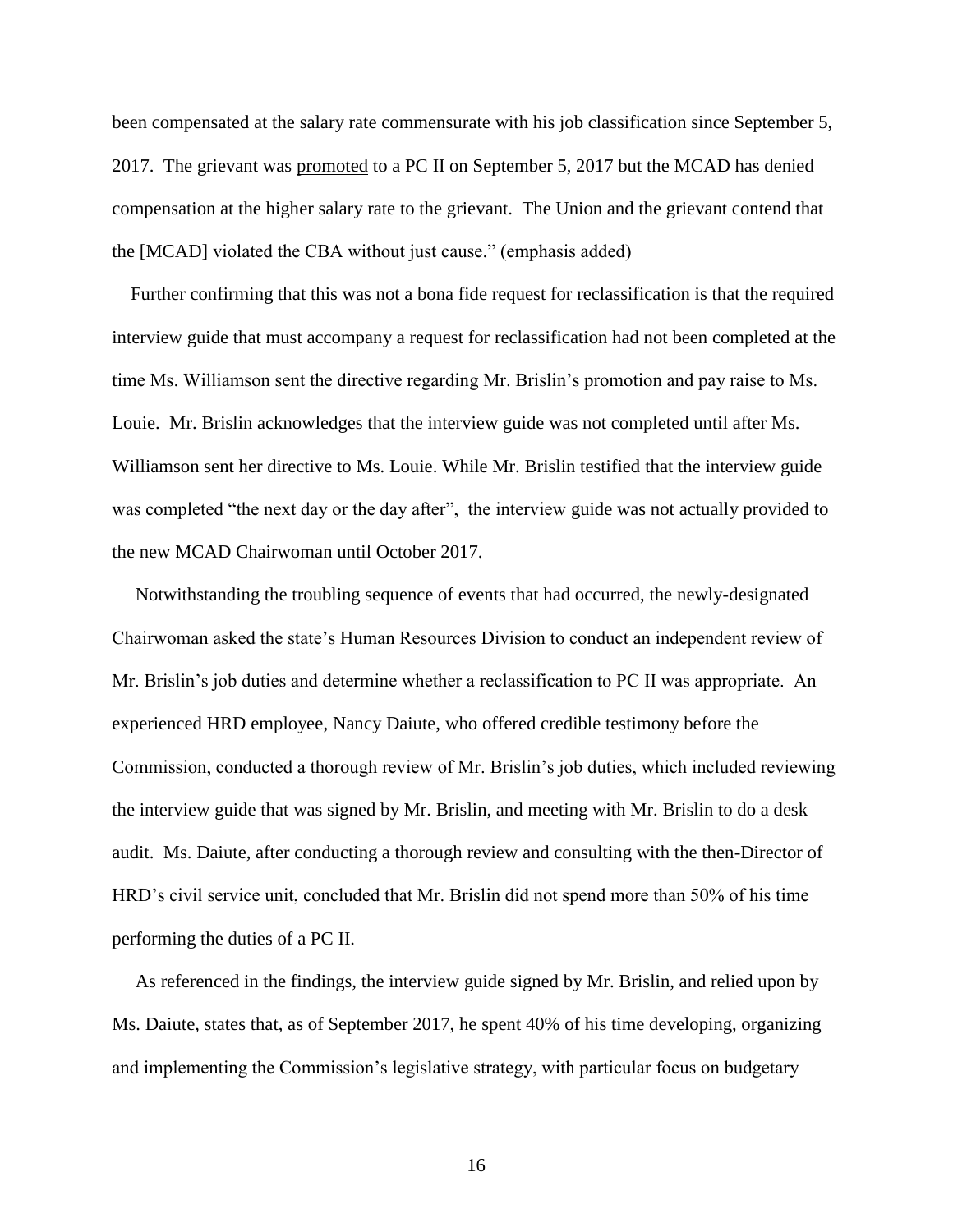been compensated at the salary rate commensurate with his job classification since September 5, 2017. The grievant was <u>promoted</u> to a PC II on September 5, 2017 but the MCAD has denied compensation at the higher salary rate to the grievant. The Union and the grievant contend that the [MCAD] violated the CBA without just cause." (emphasis added)

Further confirming that this was not a bona fide request for reclassification is that the required interview guide that must accompany a request for reclassification had not been completed at the time Ms. Williamson sent the directive regarding Mr. Brislin's promotion and pay raise to Ms. Louie. Mr. Brislin acknowledges that the interview guide was not completed until after Ms. Williamson sent her directive to Ms. Louie. While Mr. Brislin testified that the interview guide was completed "the next day or the day after", the interview guide was not actually provided to the new MCAD Chairwoman until October 2017.

Notwithstanding the troubling sequence of events that had occurred, the newly-designated Chairwoman asked the state's Human Resources Division to conduct an independent review of Mr. Brislin's job duties and determine whether a reclassification to PC II was appropriate. An experienced HRD employee, Nancy Daiute, who offered credible testimony before the Commission, conducted a thorough review of Mr. Brislin's job duties, which included reviewing the interview guide that was signed by Mr. Brislin, and meeting with Mr. Brislin to do a desk audit. Ms. Daiute, after conducting a thorough review and consulting with the then-Director of HRD's civil service unit, concluded that Mr. Brislin did not spend more than 50% of his time performing the duties of a PC II.

As referenced in the findings, the interview guide signed by Mr. Brislin, and relied upon by Ms. Daiute, states that, as of September 2017, he spent 40% of his time developing, organizing and implementing the Commission's legislative strategy, with particular focus on budgetary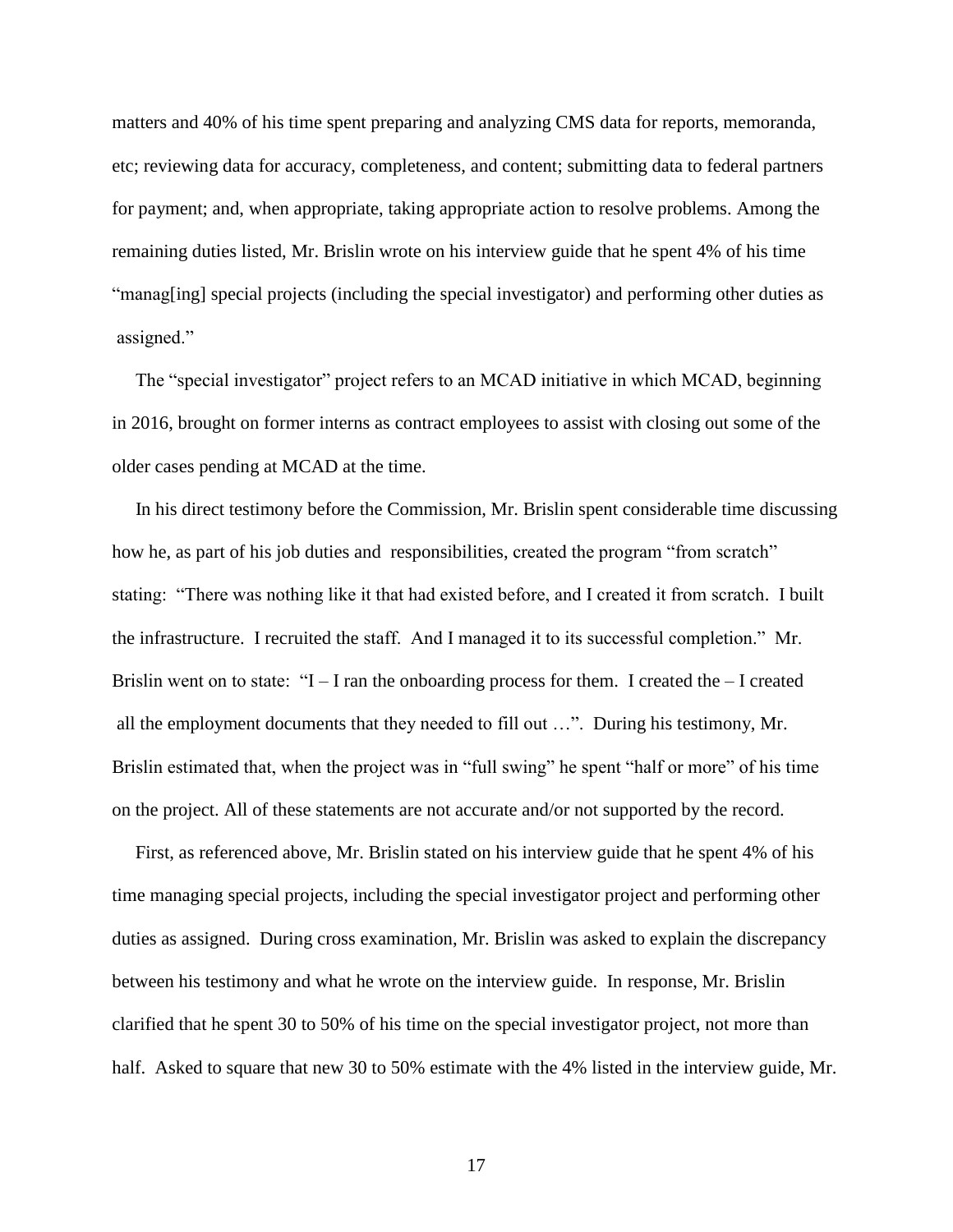matters and 40% of his time spent preparing and analyzing CMS data for reports, memoranda, etc; reviewing data for accuracy, completeness, and content; submitting data to federal partners for payment; and, when appropriate, taking appropriate action to resolve problems. Among the remaining duties listed, Mr. Brislin wrote on his interview guide that he spent 4% of his time "manag[ing] special projects (including the special investigator) and performing other duties as assigned."

The "special investigator" project refers to an MCAD initiative in which MCAD, beginning in 2016, brought on former interns as contract employees to assist with closing out some of the older cases pending at MCAD at the time.

In his direct testimony before the Commission, Mr. Brislin spent considerable time discussing how he, as part of his job duties and responsibilities, created the program "from scratch" stating: "There was nothing like it that had existed before, and I created it from scratch. I built the infrastructure. I recruited the staff. And I managed it to its successful completion." Mr. Brislin went on to state: "I – I ran the onboarding process for them. I created the – I created all the employment documents that they needed to fill out …". During his testimony, Mr. Brislin estimated that, when the project was in "full swing" he spent "half or more" of his time on the project. All of these statements are not accurate and/or not supported by the record.

First, as referenced above, Mr. Brislin stated on his interview guide that he spent 4% of his time managing special projects, including the special investigator project and performing other duties as assigned. During cross examination, Mr. Brislin was asked to explain the discrepancy between his testimony and what he wrote on the interview guide. In response, Mr. Brislin clarified that he spent 30 to 50% of his time on the special investigator project, not more than half. Asked to square that new 30 to 50% estimate with the 4% listed in the interview guide, Mr.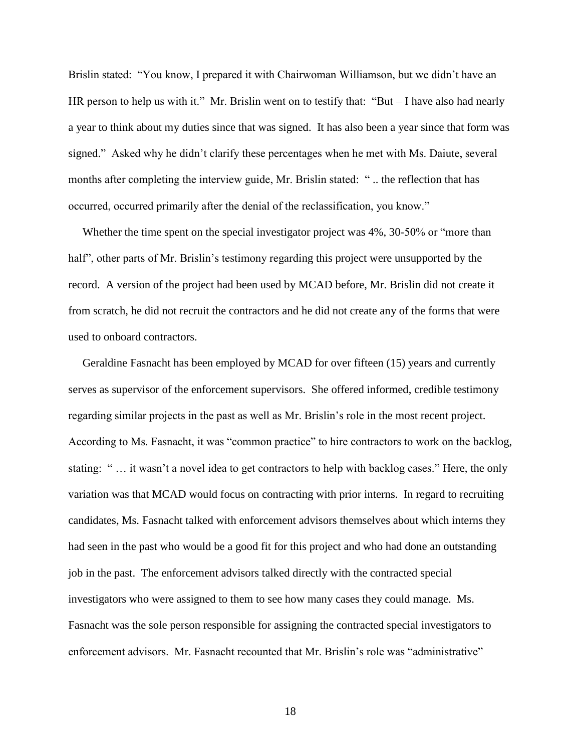Brislin stated: "You know, I prepared it with Chairwoman Williamson, but we didn't have an HR person to help us with it." Mr. Brislin went on to testify that: "But – I have also had nearly a year to think about my duties since that was signed. It has also been a year since that form was signed." Asked why he didn't clarify these percentages when he met with Ms. Daiute, several months after completing the interview guide, Mr. Brislin stated: " .. the reflection that has occurred, occurred primarily after the denial of the reclassification, you know."

Whether the time spent on the special investigator project was 4%, 30-50% or "more than half", other parts of Mr. Brislin's testimony regarding this project were unsupported by the record. A version of the project had been used by MCAD before, Mr. Brislin did not create it from scratch, he did not recruit the contractors and he did not create any of the forms that were used to onboard contractors.

Geraldine Fasnacht has been employed by MCAD for over fifteen (15) years and currently serves as supervisor of the enforcement supervisors. She offered informed, credible testimony regarding similar projects in the past as well as Mr. Brislin's role in the most recent project. According to Ms. Fasnacht, it was "common practice" to hire contractors to work on the backlog, stating: " … it wasn't a novel idea to get contractors to help with backlog cases." Here, the only variation was that MCAD would focus on contracting with prior interns. In regard to recruiting candidates, Ms. Fasnacht talked with enforcement advisors themselves about which interns they had seen in the past who would be a good fit for this project and who had done an outstanding job in the past. The enforcement advisors talked directly with the contracted special investigators who were assigned to them to see how many cases they could manage. Ms. Fasnacht was the sole person responsible for assigning the contracted special investigators to enforcement advisors. Mr. Fasnacht recounted that Mr. Brislin's role was "administrative"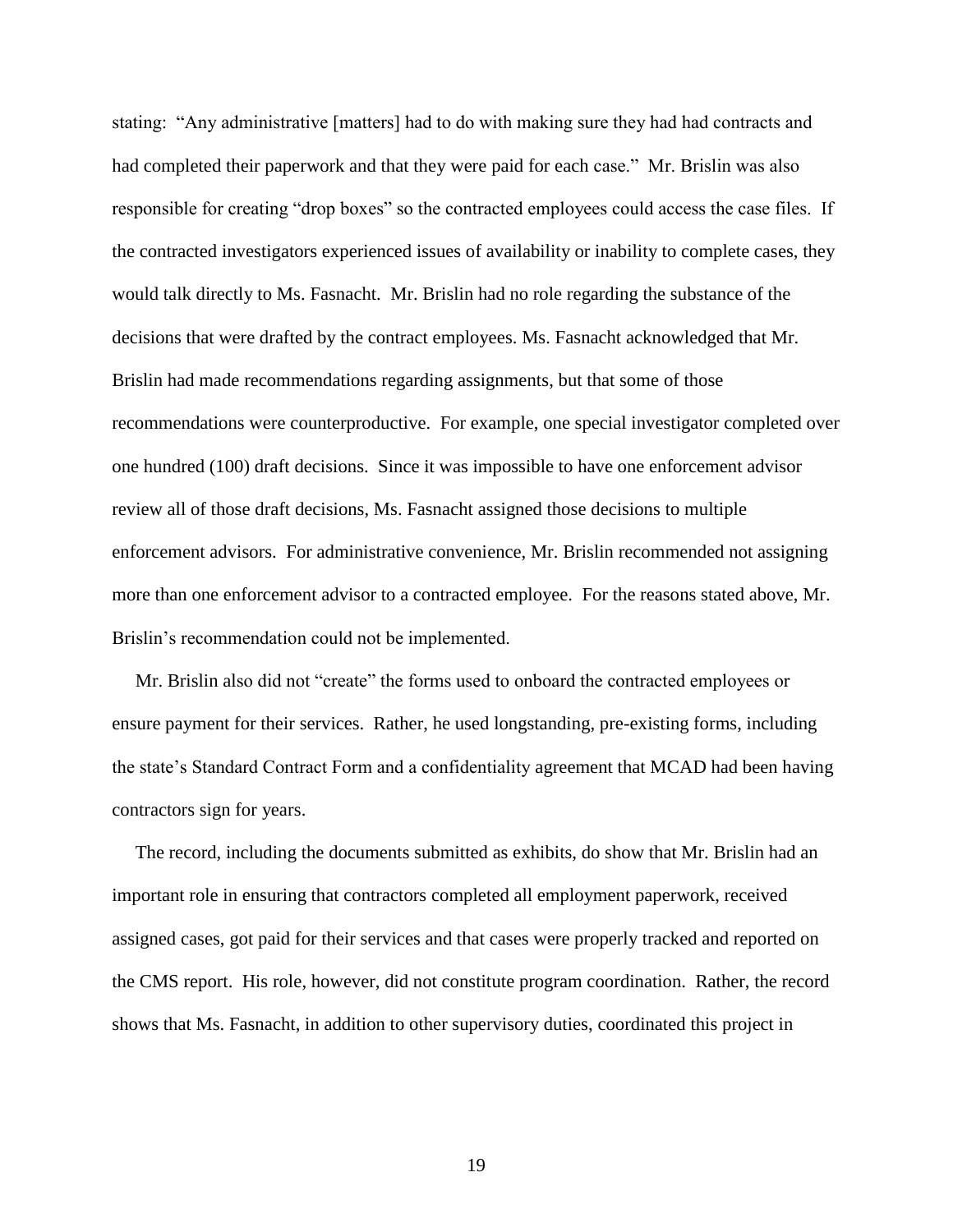stating: "Any administrative [matters] had to do with making sure they had had contracts and had completed their paperwork and that they were paid for each case." Mr. Brislin was also responsible for creating "drop boxes" so the contracted employees could access the case files. If the contracted investigators experienced issues of availability or inability to complete cases, they would talk directly to Ms. Fasnacht. Mr. Brislin had no role regarding the substance of the decisions that were drafted by the contract employees. Ms. Fasnacht acknowledged that Mr. Brislin had made recommendations regarding assignments, but that some of those recommendations were counterproductive. For example, one special investigator completed over one hundred (100) draft decisions. Since it was impossible to have one enforcement advisor review all of those draft decisions, Ms. Fasnacht assigned those decisions to multiple enforcement advisors. For administrative convenience, Mr. Brislin recommended not assigning more than one enforcement advisor to a contracted employee. For the reasons stated above, Mr. Brislin's recommendation could not be implemented.

Mr. Brislin also did not "create" the forms used to onboard the contracted employees or ensure payment for their services. Rather, he used longstanding, pre-existing forms, including the state's Standard Contract Form and a confidentiality agreement that MCAD had been having contractors sign for years.

The record, including the documents submitted as exhibits, do show that Mr. Brislin had an important role in ensuring that contractors completed all employment paperwork, received assigned cases, got paid for their services and that cases were properly tracked and reported on the CMS report. His role, however, did not constitute program coordination. Rather, the record shows that Ms. Fasnacht, in addition to other supervisory duties, coordinated this project in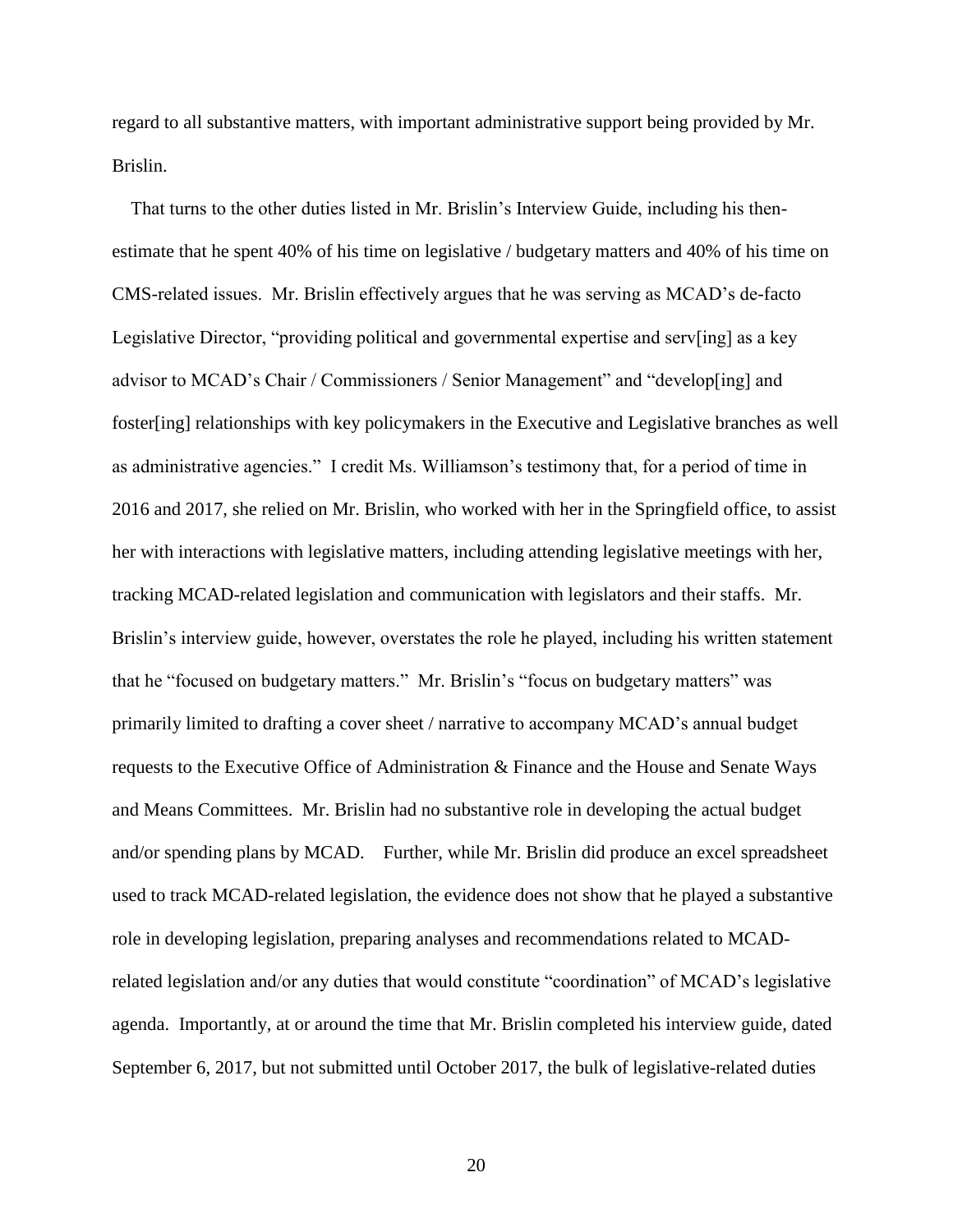regard to all substantive matters, with important administrative support being provided by Mr. Brislin.

That turns to the other duties listed in Mr. Brislin's Interview Guide, including his then-estimate that he spent 40% of his time on legislative / budgetary matters and 40% of his time on CMS-related issues. Mr. Brislin effectively argues that he was serving as MCAD's de-facto Legislative Director, "providing political and governmental expertise and serv[ing] as a key advisor to MCAD's Chair / Commissioners / Senior Management" and "develop[ing] and foster[ing] relationships with key policymakers in the Executive and Legislative branches as well as administrative agencies." I credit Ms. Williamson's testimony that, for a period of time in 2016 and 2017, she relied on Mr. Brislin, who worked with her in the Springfield office, to assist her with interactions with legislative matters, including attending legislative meetings with her, tracking MCAD-related legislation and communication with legislators and their staffs. Mr. Brislin's interview guide, however, overstates the role he played, including his written statement that he "focused on budgetary matters." Mr. Brislin's "focus on budgetary matters" was primarily limited to drafting a cover sheet / narrative to accompany MCAD's annual budget requests to the Executive Office of Administration & Finance and the House and Senate Ways and Means Committees. Mr. Brislin had no substantive role in developing the actual budget and/or spending plans by MCAD. Further, while Mr. Brislin did produce an excel spreadsheet used to track MCAD-related legislation, the evidence does not show that he played a substantive role in developing legislation, preparing analyses and recommendations related to MCAD-related legislation and/or any duties that would constitute "coordination" of MCAD's legislative agenda. Importantly, at or around the time that Mr. Brislin completed his interview guide, dated September 6, 2017, but not submitted until October 2017, the bulk of legislative-related duties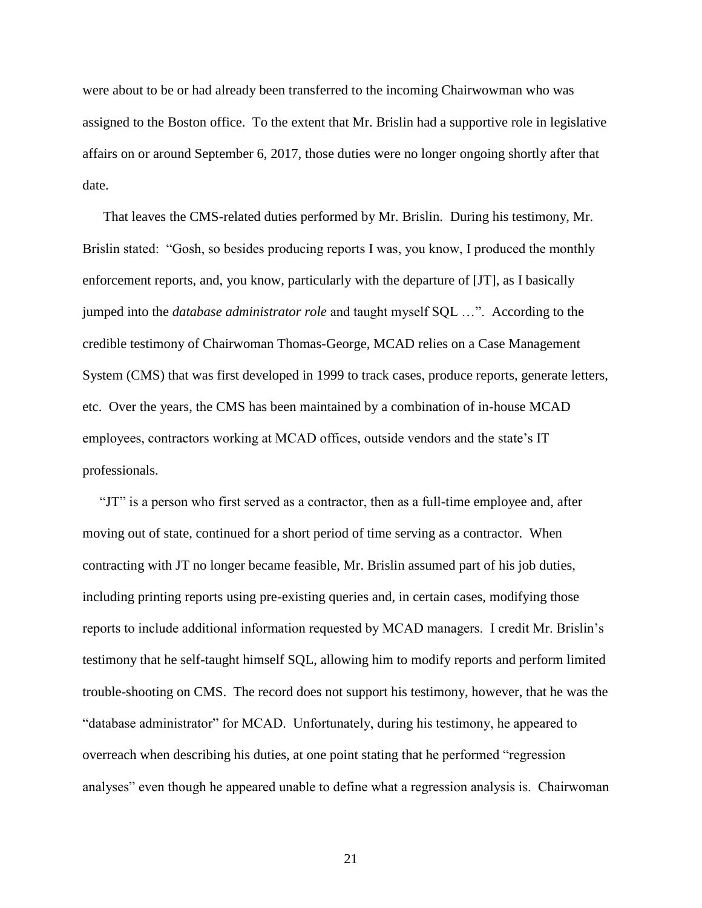were about to be or had already been transferred to the incoming Chairwowman who was assigned to the Boston office. To the extent that Mr. Brislin had a supportive role in legislative affairs on or around September 6, 2017, those duties were no longer ongoing shortly after that date.

That leaves the CMS-related duties performed by Mr. Brislin. During his testimony, Mr. Brislin stated: "Gosh, so besides producing reports I was, you know, I produced the monthly enforcement reports, and, you know, particularly with the departure of [JT], as I basically jumped into the *database administrator role* and taught myself SQL …". According to the credible testimony of Chairwoman Thomas-George, MCAD relies on a Case Management System (CMS) that was first developed in 1999 to track cases, produce reports, generate letters, etc. Over the years, the CMS has been maintained by a combination of in-house MCAD employees, contractors working at MCAD offices, outside vendors and the state's IT professionals.

"JT" is a person who first served as a contractor, then as a full-time employee and, after moving out of state, continued for a short period of time serving as a contractor. When contracting with JT no longer became feasible, Mr. Brislin assumed part of his job duties, including printing reports using pre-existing queries and, in certain cases, modifying those reports to include additional information requested by MCAD managers. I credit Mr. Brislin's testimony that he self-taught himself SQL, allowing him to modify reports and perform limited trouble-shooting on CMS. The record does not support his testimony, however, that he was the "database administrator" for MCAD. Unfortunately, during his testimony, he appeared to overreach when describing his duties, at one point stating that he performed "regression analyses" even though he appeared unable to define what a regression analysis is. Chairwoman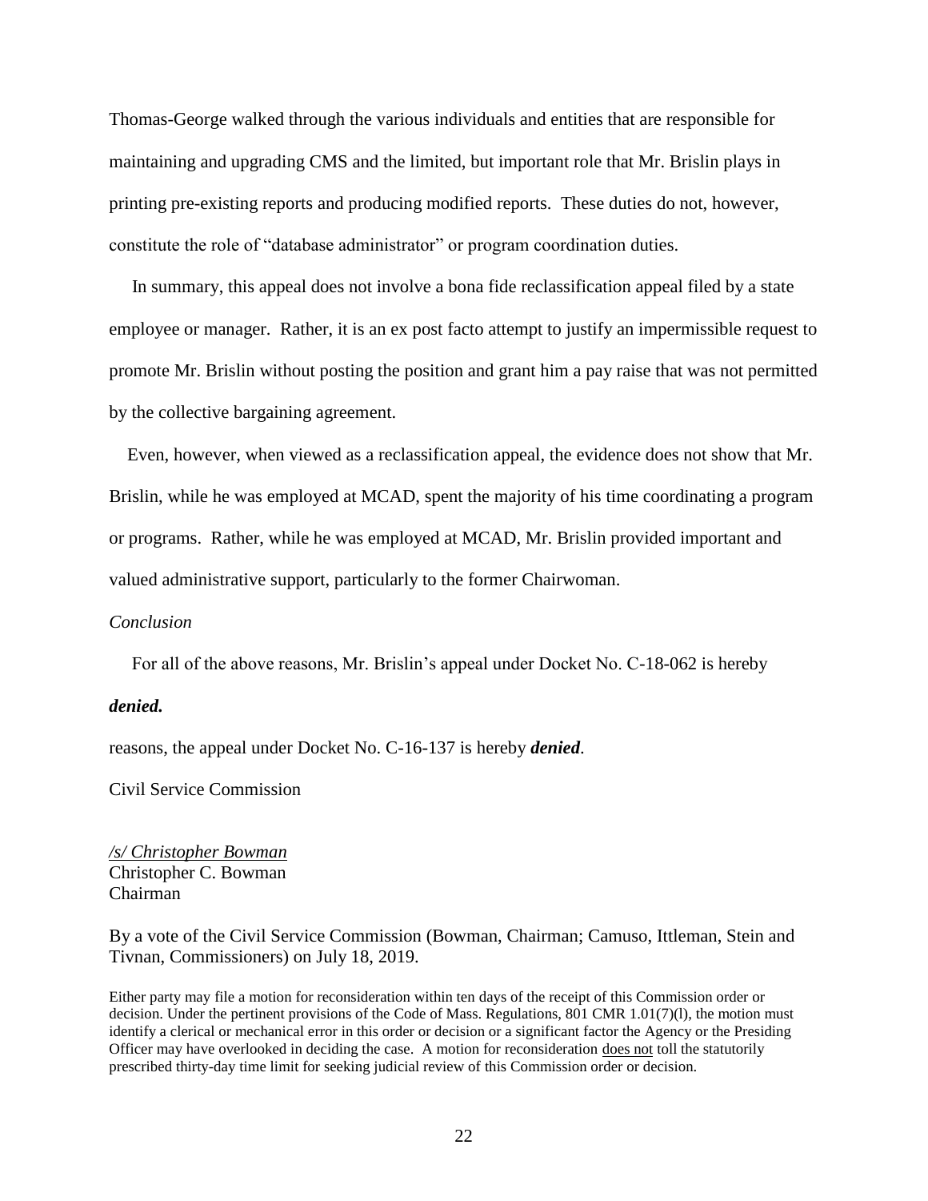Thomas-George walked through the various individuals and entities that are responsible for maintaining and upgrading CMS and the limited, but important role that Mr. Brislin plays in printing pre-existing reports and producing modified reports. These duties do not, however, constitute the role of "database administrator" or program coordination duties.

In summary, this appeal does not involve a bona fide reclassification appeal filed by a state employee or manager. Rather, it is an ex post facto attempt to justify an impermissible request to promote Mr. Brislin without posting the position and grant him a pay raise that was not permitted by the collective bargaining agreement.

Even, however, when viewed as a reclassification appeal, the evidence does not show that Mr. Brislin, while he was employed at MCAD, spent the majority of his time coordinating a program or programs. Rather, while he was employed at MCAD, Mr. Brislin provided important and valued administrative support, particularly to the former Chairwoman.

*Conclusion*

For all of the above reasons, Mr. Brislin's appeal under Docket No. C-18-062 is hereby ***denied.***

reasons, the appeal under Docket No. C-16-137 is hereby ***denied***.

Civil Service Commission

*/s/ Christopher Bowman*
Christopher C. Bowman
Chairman

By a vote of the Civil Service Commission (Bowman, Chairman; Camuso, Ittleman, Stein and Tivnan, Commissioners) on July 18, 2019.

Either party may file a motion for reconsideration within ten days of the receipt of this Commission order or decision. Under the pertinent provisions of the Code of Mass. Regulations, 801 CMR 1.01(7)(l), the motion must identify a clerical or mechanical error in this order or decision or a significant factor the Agency or the Presiding Officer may have overlooked in deciding the case. A motion for reconsideration does not toll the statutorily prescribed thirty-day time limit for seeking judicial review of this Commission order or decision.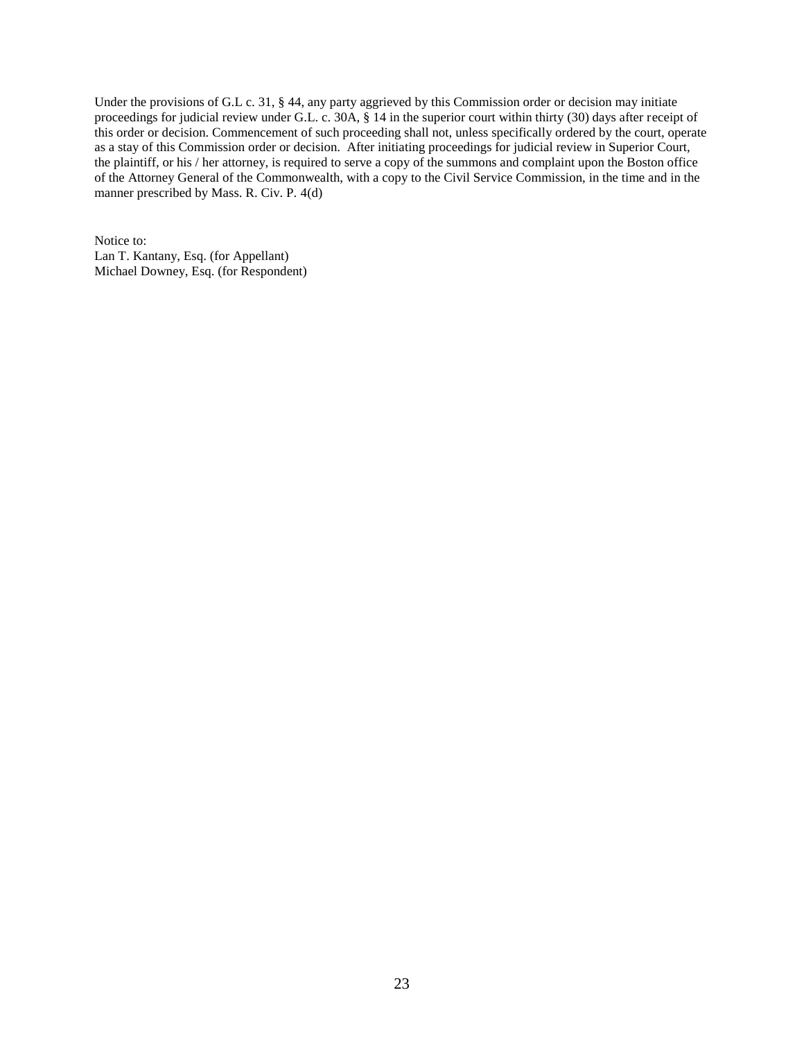Under the provisions of G.L c. 31, § 44, any party aggrieved by this Commission order or decision may initiate proceedings for judicial review under G.L. c. 30A, § 14 in the superior court within thirty (30) days after receipt of this order or decision. Commencement of such proceeding shall not, unless specifically ordered by the court, operate as a stay of this Commission order or decision. After initiating proceedings for judicial review in Superior Court, the plaintiff, or his / her attorney, is required to serve a copy of the summons and complaint upon the Boston office of the Attorney General of the Commonwealth, with a copy to the Civil Service Commission, in the time and in the manner prescribed by Mass. R. Civ. P. 4(d)

Notice to:
Lan T. Kantany, Esq. (for Appellant)
Michael Downey, Esq. (for Respondent)